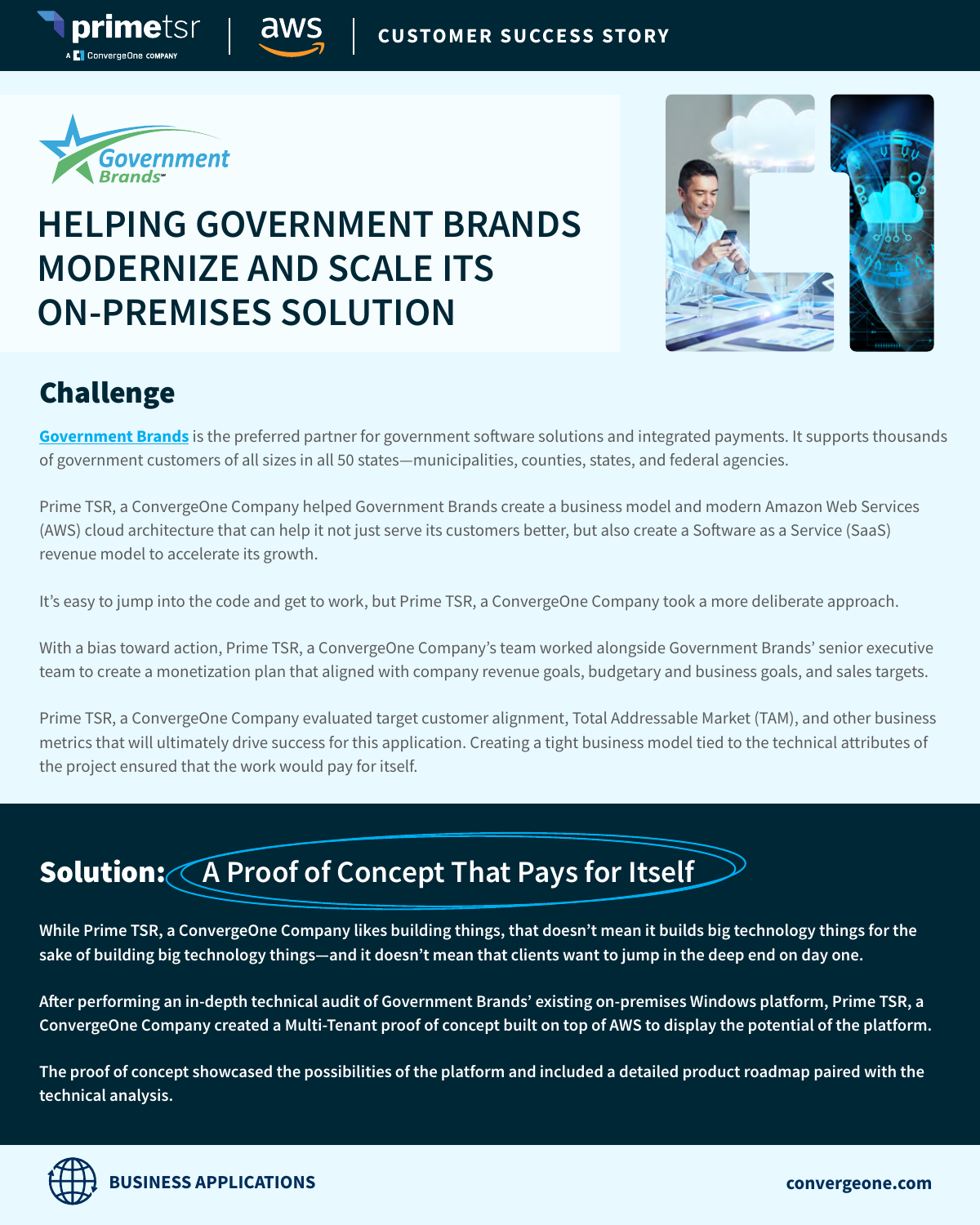CUSTOMER SUCCESS STORY

# HELPING GOVERNMENT BRANDS MODERNIZE AND SCALE ITS ON-PREMISES SOLUTION

## Challenge

Government Brands is the preferred partner for government software solutions and integrated payments. It supports thousands of government customers of all sizes in all 50 states—municipalities, counties, states, and federal agencies.

Prime TSR, a ConvergeOne Company helped Government Brands create a business model and modern Amazon Web Services (AWS) cloud architecture that can help it not just serve its customers better, but also create a Software as a Service (SaaS) revenue model to accelerate its growth.

It's easy to jump into the code and get to work, but Prime TSR, a ConvergeOne Company took a more deliberate approach.

With a bias toward action, Prime TSR, a ConvergeOne Company's team worked alongside Government Brands' senior executive team to create a monetization plan that aligned with company revenue goals, budgetary and business goals, and sales targets.

Prime TSR, a ConvergeOne Company evaluated target customer alignment, Total Addressable Market (TAM), and other business metrics that will ultimately drive success for this application. Creating a tight business model tied to the technical attributes of the project ensured that the work would pay for itself.

## Solution: A Proof of Concept That Pays for Itself

**While Prime TSR, a ConvergeOne Company likes building things, that doesn't mean it builds big technology things for the sake of building big technology things—and it doesn't mean that clients want to jump in the deep end on day one.**

**After performing an in-depth technical audit of Government Brands' existing on-premises Windows platform, Prime TSR, a ConvergeOne Company created a Multi-Tenant proof of concept built on top of AWS to display the potential of the platform.**

**The proof of concept showcased the possibilities of the platform and included a detailed product roadmap paired with the technical analysis.**

BUSINESS APPLICATIONS

convergeone.com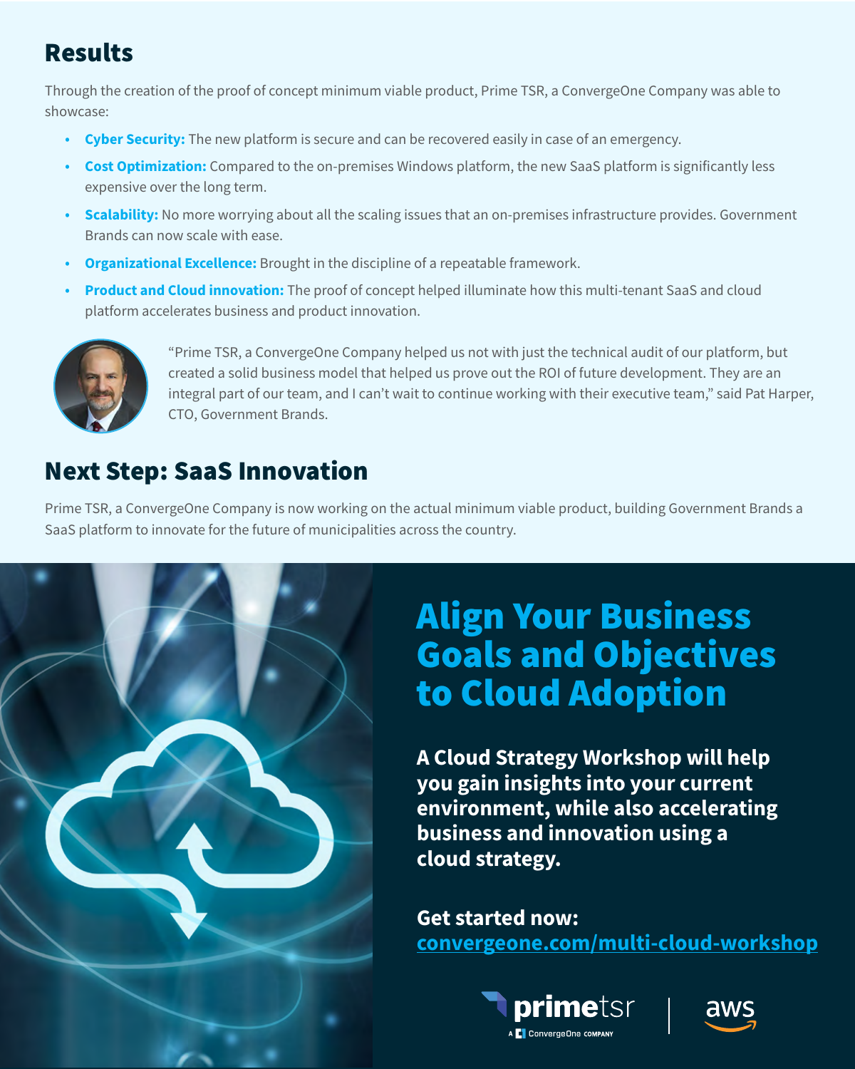## Results

Through the creation of the proof of concept minimum viable product, Prime TSR, a ConvergeOne Company was able to showcase:

- **Cyber Security:** The new platform is secure and can be recovered easily in case of an emergency.
- **Cost Optimization:** Compared to the on-premises Windows platform, the new SaaS platform is significantly less expensive over the long term.
- **Scalability:** No more worrying about all the scaling issues that an on-premises infrastructure provides. Government Brands can now scale with ease.
- **Organizational Excellence:** Brought in the discipline of a repeatable framework.
- **Product and Cloud innovation:** The proof of concept helped illuminate how this multi-tenant SaaS and cloud platform accelerates business and product innovation.

"Prime TSR, a ConvergeOne Company helped us not with just the technical audit of our platform, but created a solid business model that helped us prove out the ROI of future development. They are an integral part of our team, and I can't wait to continue working with their executive team," said Pat Harper, CTO, Government Brands.

## Next Step: SaaS Innovation

Prime TSR, a ConvergeOne Company is now working on the actual minimum viable product, building Government Brands a SaaS platform to innovate for the future of municipalities across the country.

# Align Your Business Goals and Objectives to Cloud Adoption

**A Cloud Strategy Workshop will help you gain insights into your current environment, while also accelerating business and innovation using a cloud strategy.**

**Get started now:** convergeone.com/multi-cloud-workshop

primetsr A ConvergeOne COMPANY | aws